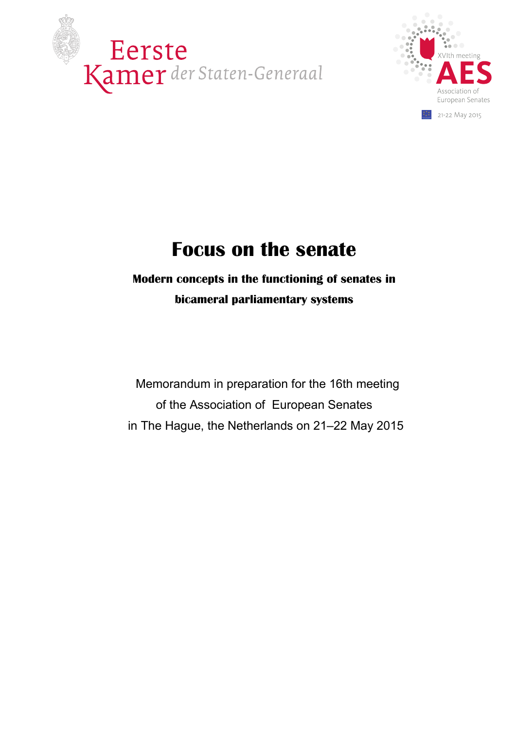Eerste Kamer der Staten-Generaal

XVIth meeting
AES
Association of European Senates
21-22 May 2015

# Focus on the senate

**Modern concepts in the functioning of senates in bicameral parliamentary systems**

Memorandum in preparation for the 16th meeting of the Association of European Senates in The Hague, the Netherlands on 21–22 May 2015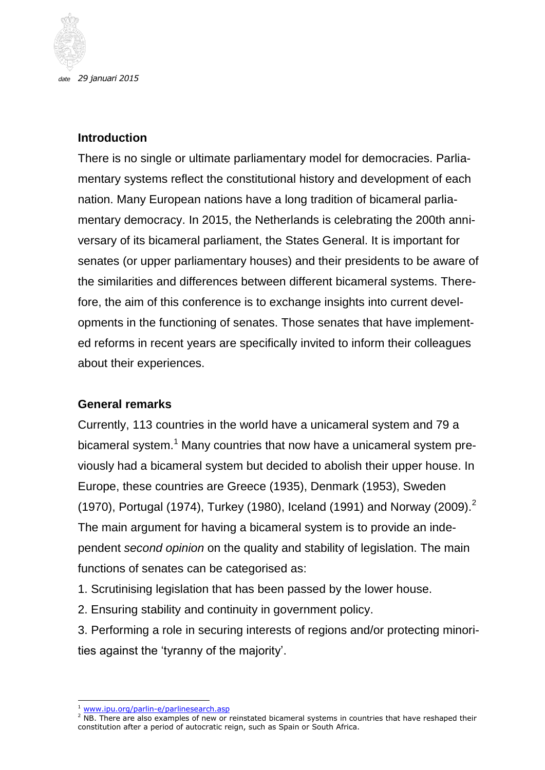## Introduction

There is no single or ultimate parliamentary model for democracies. Parliamentary systems reflect the constitutional history and development of each nation. Many European nations have a long tradition of bicameral parliamentary democracy. In 2015, the Netherlands is celebrating the 200th anniversary of its bicameral parliament, the States General. It is important for senates (or upper parliamentary houses) and their presidents to be aware of the similarities and differences between different bicameral systems. Therefore, the aim of this conference is to exchange insights into current developments in the functioning of senates. Those senates that have implemented reforms in recent years are specifically invited to inform their colleagues about their experiences.

## General remarks

Currently, 113 countries in the world have a unicameral system and 79 a bicameral system.[1] Many countries that now have a unicameral system previously had a bicameral system but decided to abolish their upper house. In Europe, these countries are Greece (1935), Denmark (1953), Sweden (1970), Portugal (1974), Turkey (1980), Iceland (1991) and Norway (2009).[2] The main argument for having a bicameral system is to provide an independent *second opinion* on the quality and stability of legislation. The main functions of senates can be categorised as:

1. Scrutinising legislation that has been passed by the lower house.
2. Ensuring stability and continuity in government policy.
3. Performing a role in securing interests of regions and/or protecting minorities against the 'tyranny of the majority'.

---

[1] www.ipu.org/parlin-e/parlinesearch.asp

[2] NB. There are also examples of new or reinstated bicameral systems in countries that have reshaped their constitution after a period of autocratic reign, such as Spain or South Africa.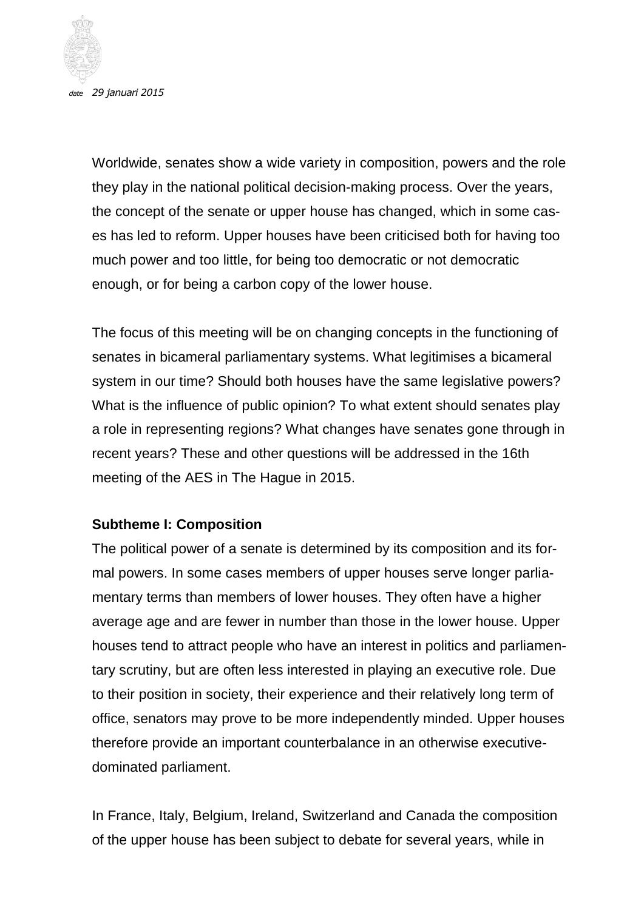Worldwide, senates show a wide variety in composition, powers and the role they play in the national political decision-making process. Over the years, the concept of the senate or upper house has changed, which in some cases has led to reform. Upper houses have been criticised both for having too much power and too little, for being too democratic or not democratic enough, or for being a carbon copy of the lower house.

The focus of this meeting will be on changing concepts in the functioning of senates in bicameral parliamentary systems. What legitimises a bicameral system in our time? Should both houses have the same legislative powers? What is the influence of public opinion? To what extent should senates play a role in representing regions? What changes have senates gone through in recent years? These and other questions will be addressed in the 16th meeting of the AES in The Hague in 2015.

**Subtheme I: Composition**

The political power of a senate is determined by its composition and its formal powers. In some cases members of upper houses serve longer parliamentary terms than members of lower houses. They often have a higher average age and are fewer in number than those in the lower house. Upper houses tend to attract people who have an interest in politics and parliamentary scrutiny, but are often less interested in playing an executive role. Due to their position in society, their experience and their relatively long term of office, senators may prove to be more independently minded. Upper houses therefore provide an important counterbalance in an otherwise executive-dominated parliament.

In France, Italy, Belgium, Ireland, Switzerland and Canada the composition of the upper house has been subject to debate for several years, while in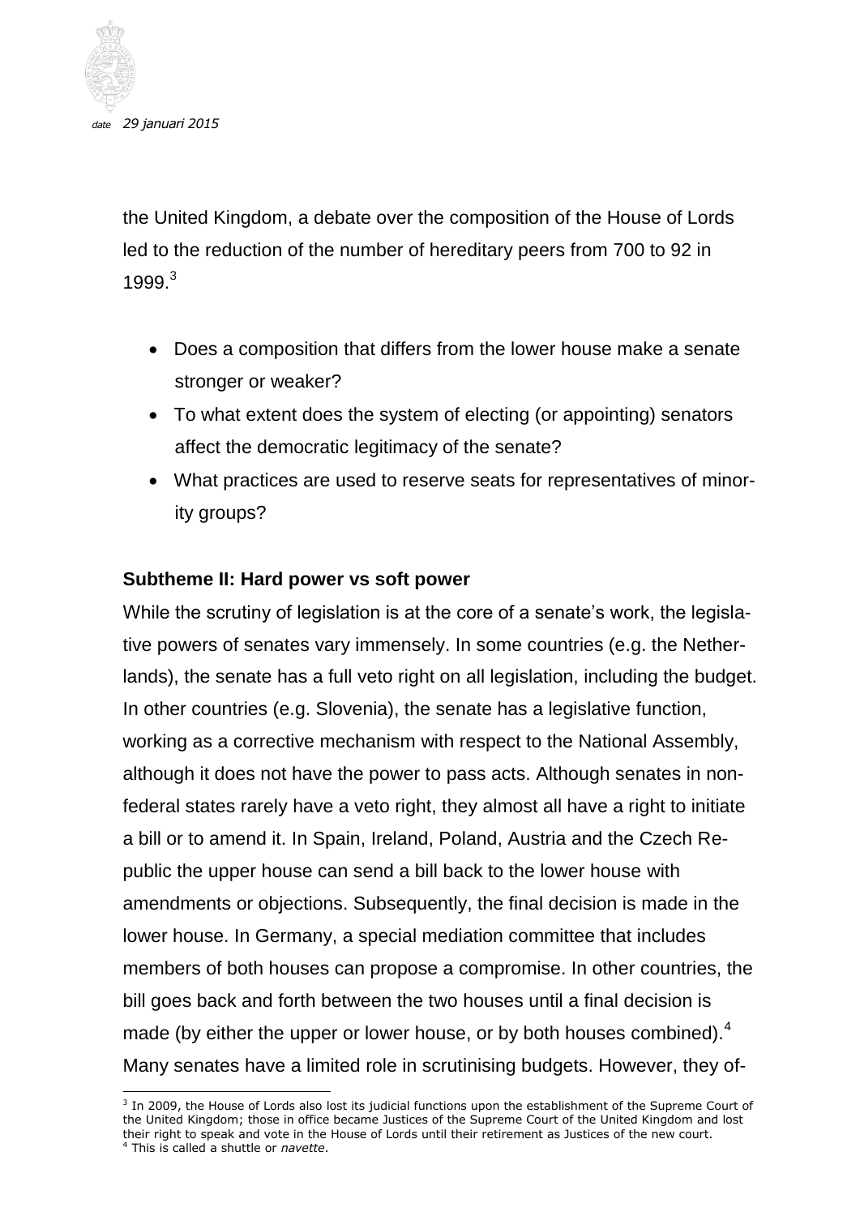the United Kingdom, a debate over the composition of the House of Lords led to the reduction of the number of hereditary peers from 700 to 92 in 1999.[3]

- Does a composition that differs from the lower house make a senate stronger or weaker?
- To what extent does the system of electing (or appointing) senators affect the democratic legitimacy of the senate?
- What practices are used to reserve seats for representatives of minority groups?

**Subtheme II: Hard power vs soft power**

While the scrutiny of legislation is at the core of a senate's work, the legislative powers of senates vary immensely. In some countries (e.g. the Netherlands), the senate has a full veto right on all legislation, including the budget. In other countries (e.g. Slovenia), the senate has a legislative function, working as a corrective mechanism with respect to the National Assembly, although it does not have the power to pass acts. Although senates in non-federal states rarely have a veto right, they almost all have a right to initiate a bill or to amend it. In Spain, Ireland, Poland, Austria and the Czech Republic the upper house can send a bill back to the lower house with amendments or objections. Subsequently, the final decision is made in the lower house. In Germany, a special mediation committee that includes members of both houses can propose a compromise. In other countries, the bill goes back and forth between the two houses until a final decision is made (by either the upper or lower house, or by both houses combined).[4] Many senates have a limited role in scrutinising budgets. However, they of-

[3] In 2009, the House of Lords also lost its judicial functions upon the establishment of the Supreme Court of the United Kingdom; those in office became Justices of the Supreme Court of the United Kingdom and lost their right to speak and vote in the House of Lords until their retirement as Justices of the new court.

[4] This is called a shuttle or *navette*.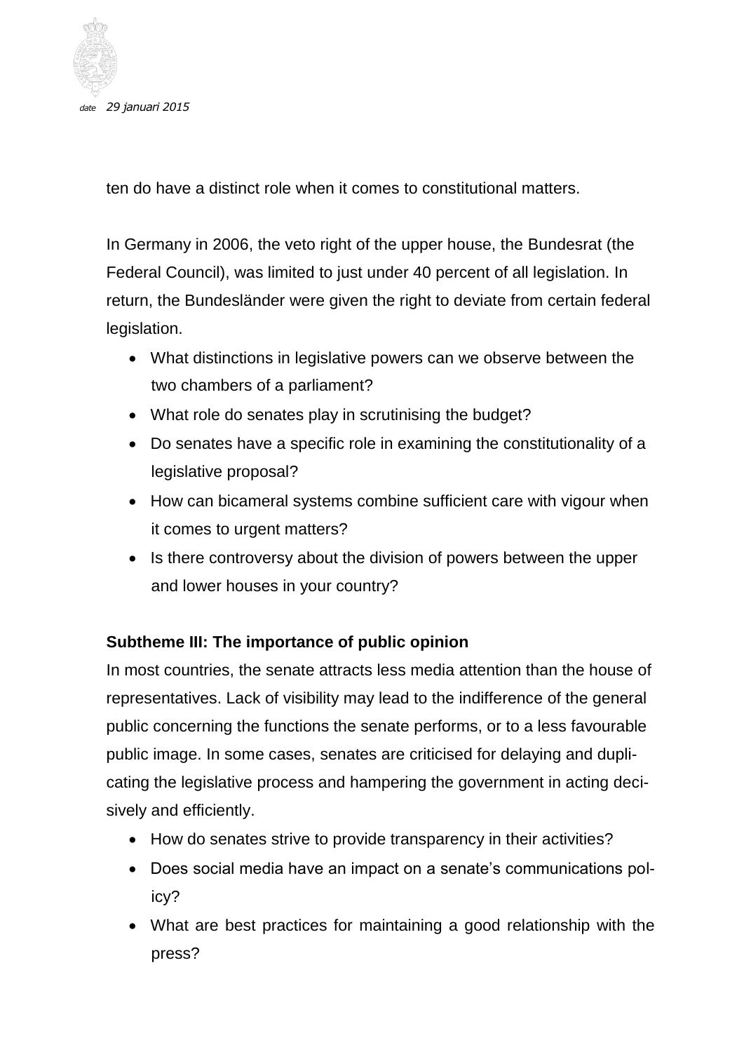ten do have a distinct role when it comes to constitutional matters.

In Germany in 2006, the veto right of the upper house, the Bundesrat (the Federal Council), was limited to just under 40 percent of all legislation. In return, the Bundesländer were given the right to deviate from certain federal legislation.

- What distinctions in legislative powers can we observe between the two chambers of a parliament?
- What role do senates play in scrutinising the budget?
- Do senates have a specific role in examining the constitutionality of a legislative proposal?
- How can bicameral systems combine sufficient care with vigour when it comes to urgent matters?
- Is there controversy about the division of powers between the upper and lower houses in your country?

**Subtheme III: The importance of public opinion**

In most countries, the senate attracts less media attention than the house of representatives. Lack of visibility may lead to the indifference of the general public concerning the functions the senate performs, or to a less favourable public image. In some cases, senates are criticised for delaying and duplicating the legislative process and hampering the government in acting decisively and efficiently.

- How do senates strive to provide transparency in their activities?
- Does social media have an impact on a senate's communications policy?
- What are best practices for maintaining a good relationship with the press?